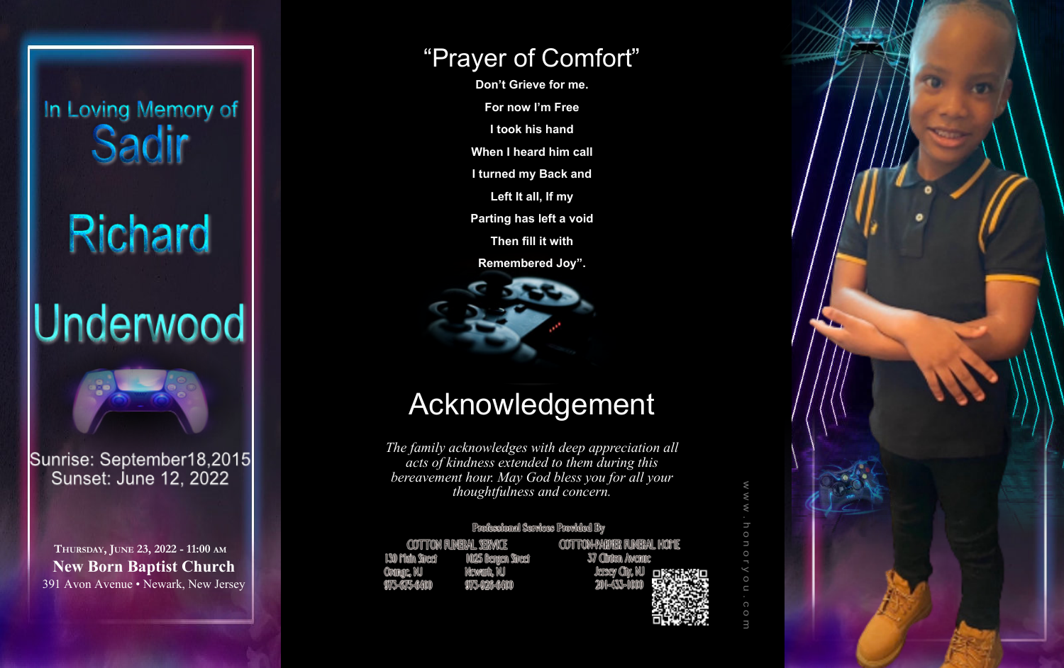In Loving Memory of

# Sadir Richard Underwood

Sunrise: September18,2015
Sunset: June 12, 2022

THURSDAY, JUNE 23, 2022 - 11:00 AM
**New Born Baptist Church**
391 Avon Avenue • Newark, New Jersey

## "Prayer of Comfort"

**Don't Grieve for me.**
**For now I'm Free**
**I took his hand**
**When I heard him call**
**I turned my Back and**
**Left It all, If my**
**Parting has left a void**
**Then fill it with**
**Remembered Joy".**

## Acknowledgement

*The family acknowledges with deep appreciation all acts of kindness extended to them during this bereavement hour. May God bless you for all your thoughtfulness and concern.*

Professional Services Provided By

COTTON FUNERAL SERVICE
130 Main Street
Orange, NJ
973-675-6400

1025 Bergen Street
Newark, NJ
973-926-6400

COTTON-PARKER FUNERAL HOME
37 Clinton Avenue
Jersey City, NJ
201-433-1000

www.honoryou.com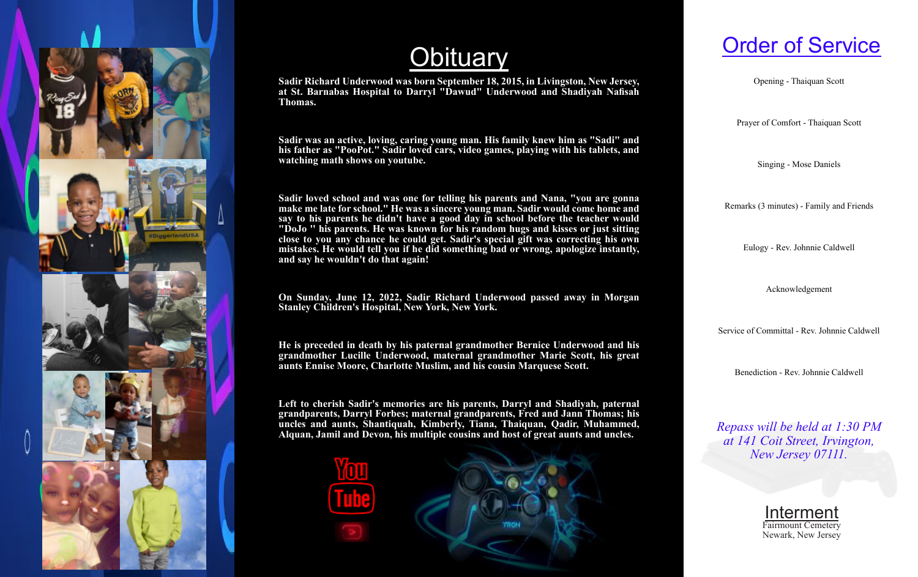# Obituary

**Sadir Richard Underwood was born September 18, 2015, in Livingston, New Jersey, at St. Barnabas Hospital to Darryl "Dawud" Underwood and Shadiyah Nafisah Thomas.**

**Sadir was an active, loving, caring young man. His family knew him as "Sadi" and his father as "PooPot." Sadir loved cars, video games, playing with his tablets, and watching math shows on youtube.**

**Sadir loved school and was one for telling his parents and Nana, "you are gonna make me late for school." He was a sincere young man. Sadir would come home and say to his parents he didn't have a good day in school before the teacher would "DoJo " his parents. He was known for his random hugs and kisses or just sitting close to you any chance he could get. Sadir's special gift was correcting his own mistakes. He would tell you if he did something bad or wrong, apologize instantly, and say he wouldn't do that again!**

**On Sunday, June 12, 2022, Sadir Richard Underwood passed away in Morgan Stanley Children's Hospital, New York, New York.**

**He is preceded in death by his paternal grandmother Bernice Underwood and his grandmother Lucille Underwood, maternal grandmother Marie Scott, his great aunts Ennise Moore, Charlotte Muslim, and his cousin Marquese Scott.**

**Left to cherish Sadir's memories are his parents, Darryl and Shadiyah, paternal grandparents, Darryl Forbes; maternal grandparents, Fred and Jann Thomas; his uncles and aunts, Shantiquah, Kimberly, Tiana, Thaiquan, Qadir, Muhammed, Alquan, Jamil and Devon, his multiple cousins and host of great aunts and uncles.**

# Order of Service

Opening - Thaiquan Scott

Prayer of Comfort - Thaiquan Scott

Singing - Mose Daniels

Remarks (3 minutes) - Family and Friends

Eulogy - Rev. Johnnie Caldwell

Acknowledgement

Service of Committal - Rev. Johnnie Caldwell

Benediction - Rev. Johnnie Caldwell

*Repass will be held at 1:30 PM at 141 Coit Street, Irvington, New Jersey 07111.*

## Interment

Fairmount Cemetery
Newark, New Jersey